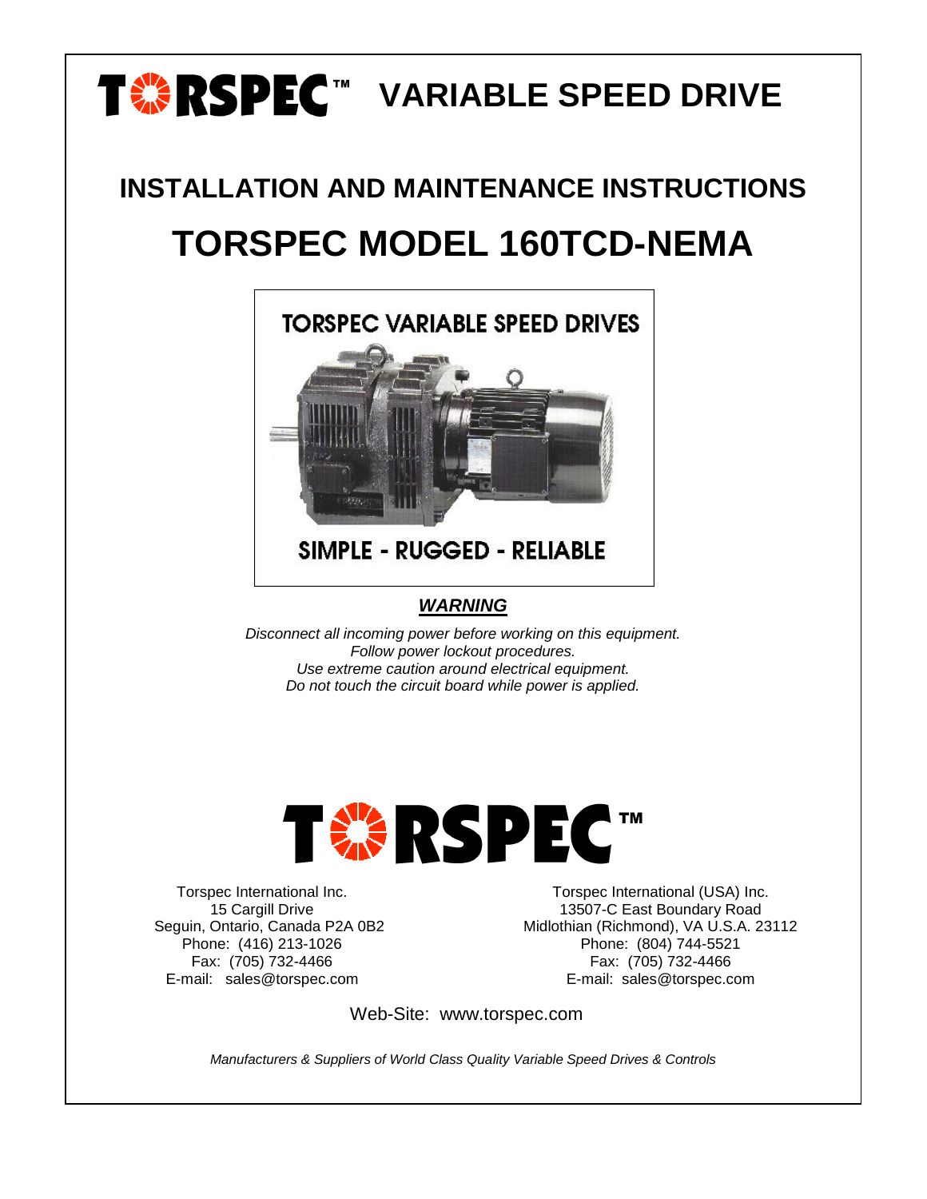# TORSPEC™ VARIABLE SPEED DRIVE

## INSTALLATION AND MAINTENANCE INSTRUCTIONS

# TORSPEC MODEL 160TCD-NEMA

TORSPEC VARIABLE SPEED DRIVES

SIMPLE - RUGGED - RELIABLE

***WARNING***

*Disconnect all incoming power before working on this equipment.*
*Follow power lockout procedures.*
*Use extreme caution around electrical equipment.*
*Do not touch the circuit board while power is applied.*

**TORSPEC™**

Torspec International Inc.
15 Cargill Drive
Seguin, Ontario, Canada P2A 0B2
Phone: (416) 213-1026
Fax: (705) 732-4466
E-mail: sales@torspec.com

Torspec International (USA) Inc.
13507-C East Boundary Road
Midlothian (Richmond), VA U.S.A. 23112
Phone: (804) 744-5521
Fax: (705) 732-4466
E-mail: sales@torspec.com

Web-Site: www.torspec.com

*Manufacturers & Suppliers of World Class Quality Variable Speed Drives & Controls*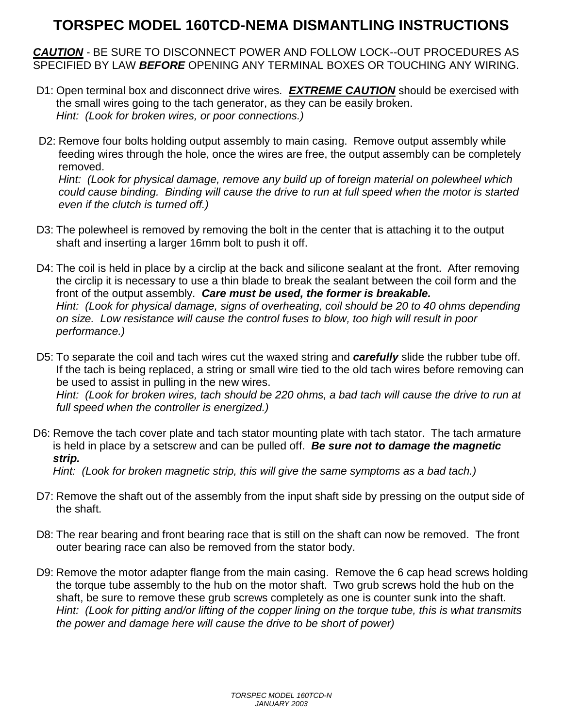# TORSPEC MODEL 160TCD-NEMA DISMANTLING INSTRUCTIONS

***CAUTION*** - BE SURE TO DISCONNECT POWER AND FOLLOW LOCK--OUT PROCEDURES AS SPECIFIED BY LAW ***BEFORE*** OPENING ANY TERMINAL BOXES OR TOUCHING ANY WIRING.

D1: Open terminal box and disconnect drive wires. ***EXTREME CAUTION*** should be exercised with the small wires going to the tach generator, as they can be easily broken.
*Hint: (Look for broken wires, or poor connections.)*

D2: Remove four bolts holding output assembly to main casing. Remove output assembly while feeding wires through the hole, once the wires are free, the output assembly can be completely removed.
*Hint: (Look for physical damage, remove any build up of foreign material on polewheel which could cause binding. Binding will cause the drive to run at full speed when the motor is started even if the clutch is turned off.)*

D3: The polewheel is removed by removing the bolt in the center that is attaching it to the output shaft and inserting a larger 16mm bolt to push it off.

D4: The coil is held in place by a circlip at the back and silicone sealant at the front. After removing the circlip it is necessary to use a thin blade to break the sealant between the coil form and the front of the output assembly. ***Care must be used, the former is breakable.***
*Hint: (Look for physical damage, signs of overheating, coil should be 20 to 40 ohms depending on size. Low resistance will cause the control fuses to blow, too high will result in poor performance.)*

D5: To separate the coil and tach wires cut the waxed string and ***carefully*** slide the rubber tube off. If the tach is being replaced, a string or small wire tied to the old tach wires before removing can be used to assist in pulling in the new wires.
*Hint: (Look for broken wires, tach should be 220 ohms, a bad tach will cause the drive to run at full speed when the controller is energized.)*

D6: Remove the tach cover plate and tach stator mounting plate with tach stator. The tach armature is held in place by a setscrew and can be pulled off. ***Be sure not to damage the magnetic strip.***
*Hint: (Look for broken magnetic strip, this will give the same symptoms as a bad tach.)*

D7: Remove the shaft out of the assembly from the input shaft side by pressing on the output side of the shaft.

D8: The rear bearing and front bearing race that is still on the shaft can now be removed. The front outer bearing race can also be removed from the stator body.

D9: Remove the motor adapter flange from the main casing. Remove the 6 cap head screws holding the torque tube assembly to the hub on the motor shaft. Two grub screws hold the hub on the shaft, be sure to remove these grub screws completely as one is counter sunk into the shaft.
*Hint: (Look for pitting and/or lifting of the copper lining on the torque tube, this is what transmits the power and damage here will cause the drive to be short of power)*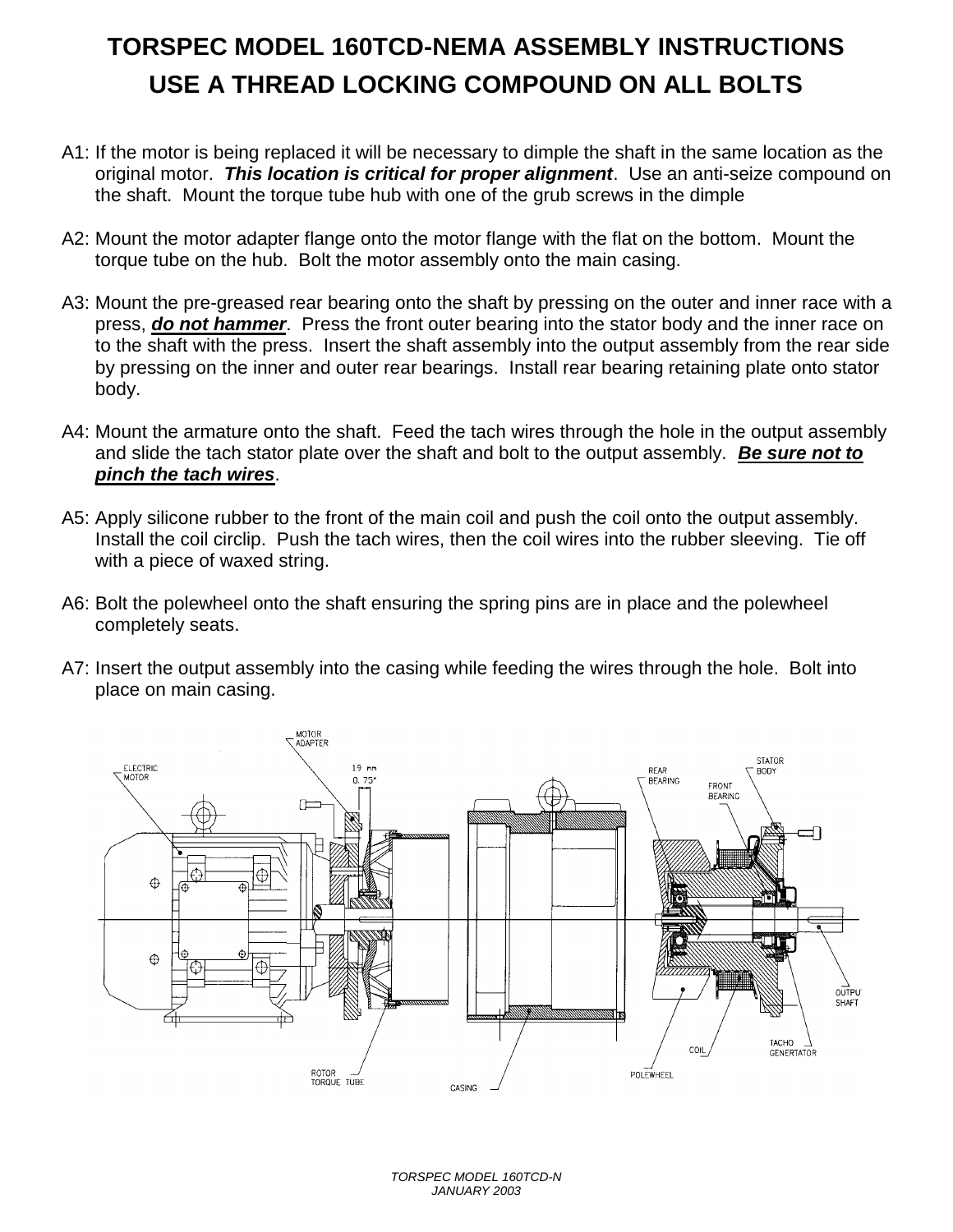# TORSPEC MODEL 160TCD-NEMA ASSEMBLY INSTRUCTIONS

## USE A THREAD LOCKING COMPOUND ON ALL BOLTS

A1: If the motor is being replaced it will be necessary to dimple the shaft in the same location as the original motor. ***This location is critical for proper alignment***. Use an anti-seize compound on the shaft. Mount the torque tube hub with one of the grub screws in the dimple

A2: Mount the motor adapter flange onto the motor flange with the flat on the bottom. Mount the torque tube on the hub. Bolt the motor assembly onto the main casing.

A3: Mount the pre-greased rear bearing onto the shaft by pressing on the outer and inner race with a press, ***do not hammer***. Press the front outer bearing into the stator body and the inner race on to the shaft with the press. Insert the shaft assembly into the output assembly from the rear side by pressing on the inner and outer rear bearings. Install rear bearing retaining plate onto stator body.

A4: Mount the armature onto the shaft. Feed the tach wires through the hole in the output assembly and slide the tach stator plate over the shaft and bolt to the output assembly. ***Be sure not to pinch the tach wires***.

A5: Apply silicone rubber to the front of the main coil and push the coil onto the output assembly. Install the coil circlip. Push the tach wires, then the coil wires into the rubber sleeving. Tie off with a piece of waxed string.

A6: Bolt the polewheel onto the shaft ensuring the spring pins are in place and the polewheel completely seats.

A7: Insert the output assembly into the casing while feeding the wires through the hole. Bolt into place on main casing.

MOTOR ADAPTER
ELECTRIC MOTOR
19 mm
0.75"
REAR BEARING
STATOR BODY
FRONT BEARING
OUTPUT SHAFT
TACHO GENERATOR
COIL
POLEWHEEL
ROTOR TORQUE TUBE
CASING

TORSPEC MODEL 160TCD-N
JANUARY 2003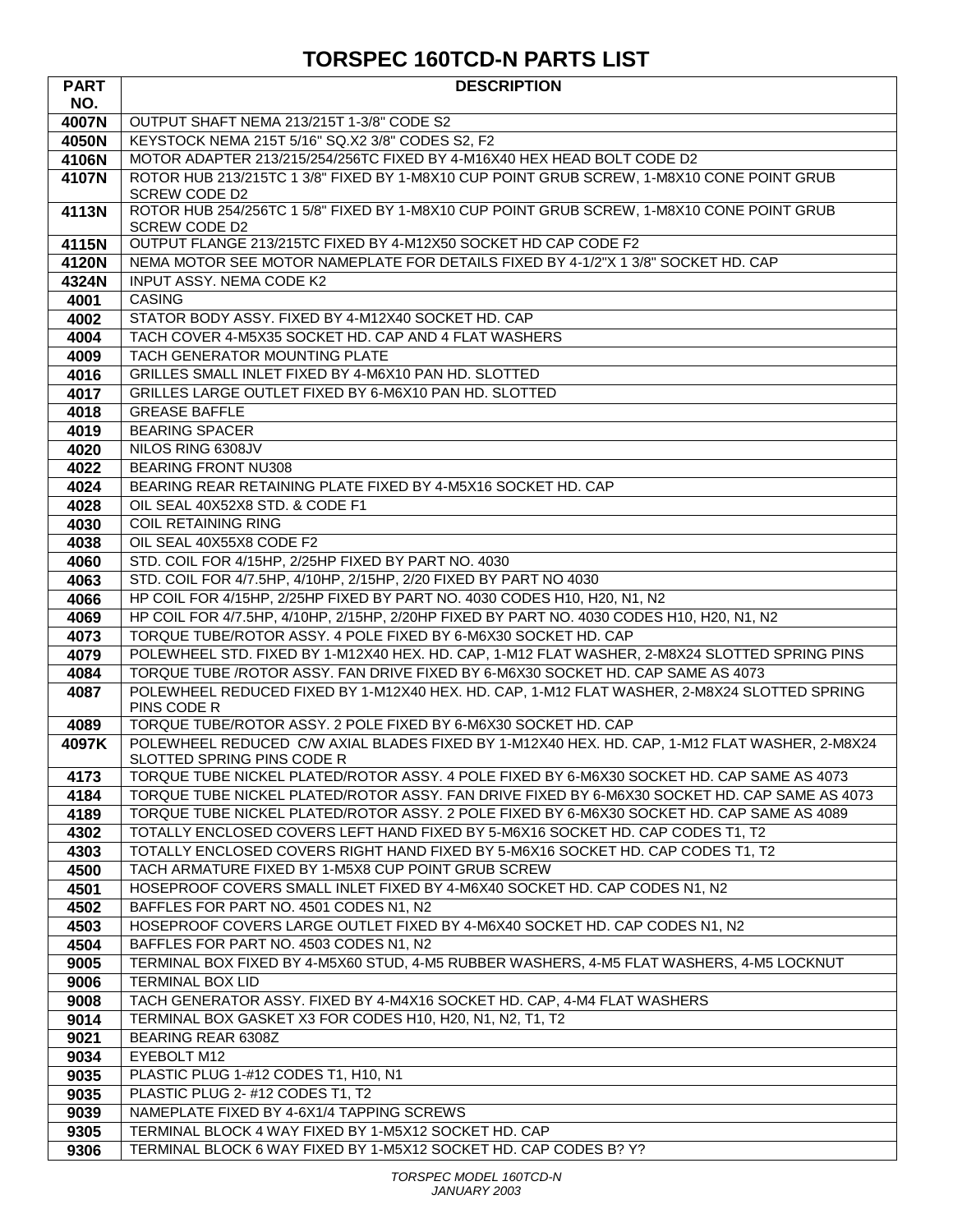# TORSPEC 160TCD-N PARTS LIST

| PART NO. | DESCRIPTION |
|---|---|
| 4007N | OUTPUT SHAFT NEMA 213/215T 1-3/8" CODE S2 |
| 4050N | KEYSTOCK NEMA 215T 5/16" SQ.X2 3/8" CODES S2, F2 |
| 4106N | MOTOR ADAPTER 213/215/254/256TC FIXED BY 4-M16X40 HEX HEAD BOLT CODE D2 |
| 4107N | ROTOR HUB 213/215TC 1 3/8" FIXED BY 1-M8X10 CUP POINT GRUB SCREW, 1-M8X10 CONE POINT GRUB SCREW CODE D2 |
| 4113N | ROTOR HUB 254/256TC 1 5/8" FIXED BY 1-M8X10 CUP POINT GRUB SCREW, 1-M8X10 CONE POINT GRUB SCREW CODE D2 |
| 4115N | OUTPUT FLANGE 213/215TC FIXED BY 4-M12X50 SOCKET HD CAP CODE F2 |
| 4120N | NEMA MOTOR SEE MOTOR NAMEPLATE FOR DETAILS FIXED BY 4-1/2"X 1 3/8" SOCKET HD. CAP |
| 4324N | INPUT ASSY. NEMA CODE K2 |
| 4001 | CASING |
| 4002 | STATOR BODY ASSY. FIXED BY 4-M12X40 SOCKET HD. CAP |
| 4004 | TACH COVER 4-M5X35 SOCKET HD. CAP AND 4 FLAT WASHERS |
| 4009 | TACH GENERATOR MOUNTING PLATE |
| 4016 | GRILLES SMALL INLET FIXED BY 4-M6X10 PAN HD. SLOTTED |
| 4017 | GRILLES LARGE OUTLET FIXED BY 6-M6X10 PAN HD. SLOTTED |
| 4018 | GREASE BAFFLE |
| 4019 | BEARING SPACER |
| 4020 | NILOS RING 6308JV |
| 4022 | BEARING FRONT NU308 |
| 4024 | BEARING REAR RETAINING PLATE FIXED BY 4-M5X16 SOCKET HD. CAP |
| 4028 | OIL SEAL 40X52X8 STD. & CODE F1 |
| 4030 | COIL RETAINING RING |
| 4038 | OIL SEAL 40X55X8 CODE F2 |
| 4060 | STD. COIL FOR 4/15HP, 2/25HP FIXED BY PART NO. 4030 |
| 4063 | STD. COIL FOR 4/7.5HP, 4/10HP, 2/15HP, 2/20 FIXED BY PART NO 4030 |
| 4066 | HP COIL FOR 4/15HP, 2/25HP FIXED BY PART NO. 4030 CODES H10, H20, N1, N2 |
| 4069 | HP COIL FOR 4/7.5HP, 4/10HP, 2/15HP, 2/20HP FIXED BY PART NO. 4030 CODES H10, H20, N1, N2 |
| 4073 | TORQUE TUBE/ROTOR ASSY. 4 POLE FIXED BY 6-M6X30 SOCKET HD. CAP |
| 4079 | POLEWHEEL STD. FIXED BY 1-M12X40 HEX. HD. CAP, 1-M12 FLAT WASHER, 2-M8X24 SLOTTED SPRING PINS |
| 4084 | TORQUE TUBE /ROTOR ASSY. FAN DRIVE FIXED BY 6-M6X30 SOCKET HD. CAP SAME AS 4073 |
| 4087 | POLEWHEEL REDUCED FIXED BY 1-M12X40 HEX. HD. CAP, 1-M12 FLAT WASHER, 2-M8X24 SLOTTED SPRING PINS CODE R |
| 4089 | TORQUE TUBE/ROTOR ASSY. 2 POLE FIXED BY 6-M6X30 SOCKET HD. CAP |
| 4097K | POLEWHEEL REDUCED C/W AXIAL BLADES FIXED BY 1-M12X40 HEX. HD. CAP, 1-M12 FLAT WASHER, 2-M8X24 SLOTTED SPRING PINS CODE R |
| 4173 | TORQUE TUBE NICKEL PLATED/ROTOR ASSY. 4 POLE FIXED BY 6-M6X30 SOCKET HD. CAP SAME AS 4073 |
| 4184 | TORQUE TUBE NICKEL PLATED/ROTOR ASSY. FAN DRIVE FIXED BY 6-M6X30 SOCKET HD. CAP SAME AS 4073 |
| 4189 | TORQUE TUBE NICKEL PLATED/ROTOR ASSY. 2 POLE FIXED BY 6-M6X30 SOCKET HD. CAP SAME AS 4089 |
| 4302 | TOTALLY ENCLOSED COVERS LEFT HAND FIXED BY 5-M6X16 SOCKET HD. CAP CODES T1, T2 |
| 4303 | TOTALLY ENCLOSED COVERS RIGHT HAND FIXED BY 5-M6X16 SOCKET HD. CAP CODES T1, T2 |
| 4500 | TACH ARMATURE FIXED BY 1-M5X8 CUP POINT GRUB SCREW |
| 4501 | HOSEPROOF COVERS SMALL INLET FIXED BY 4-M6X40 SOCKET HD. CAP CODES N1, N2 |
| 4502 | BAFFLES FOR PART NO. 4501 CODES N1, N2 |
| 4503 | HOSEPROOF COVERS LARGE OUTLET FIXED BY 4-M6X40 SOCKET HD. CAP CODES N1, N2 |
| 4504 | BAFFLES FOR PART NO. 4503 CODES N1, N2 |
| 9005 | TERMINAL BOX FIXED BY 4-M5X60 STUD, 4-M5 RUBBER WASHERS, 4-M5 FLAT WASHERS, 4-M5 LOCKNUT |
| 9006 | TERMINAL BOX LID |
| 9008 | TACH GENERATOR ASSY. FIXED BY 4-M4X16 SOCKET HD. CAP, 4-M4 FLAT WASHERS |
| 9014 | TERMINAL BOX GASKET X3 FOR CODES H10, H20, N1, N2, T1, T2 |
| 9021 | BEARING REAR 6308Z |
| 9034 | EYEBOLT M12 |
| 9035 | PLASTIC PLUG 1-#12 CODES T1, H10, N1 |
| 9035 | PLASTIC PLUG 2- #12 CODES T1, T2 |
| 9039 | NAMEPLATE FIXED BY 4-6X1/4 TAPPING SCREWS |
| 9305 | TERMINAL BLOCK 4 WAY FIXED BY 1-M5X12 SOCKET HD. CAP |
| 9306 | TERMINAL BLOCK 6 WAY FIXED BY 1-M5X12 SOCKET HD. CAP CODES B? Y? |

*TORSPEC MODEL 160TCD-N*
*JANUARY 2003*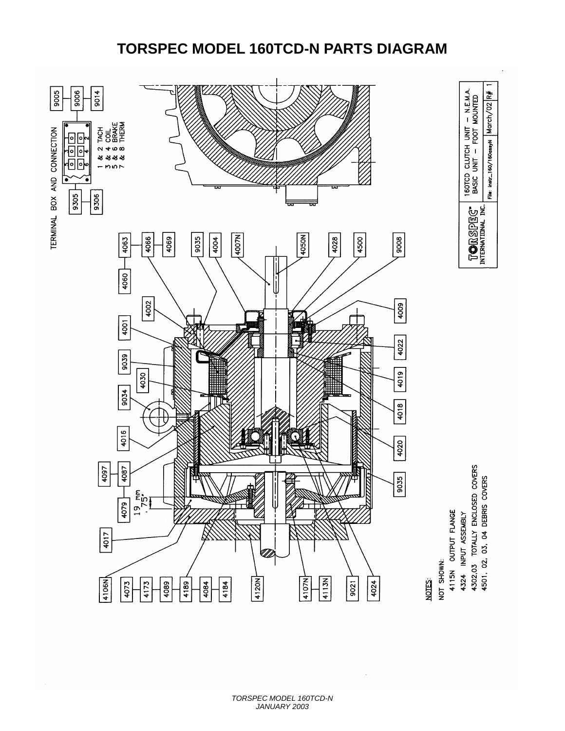# TORSPEC MODEL 160TCD-N PARTS DIAGRAM

TERMINAL BOX AND CONNECTION

1 & 2 TACH
3 & 4 COIL
5 & 6 BRAKE
7 & 8 THERM

9005, 9006, 9014, 9305, 9306

4063, 4060, 4066, 4069, 9035, 4004, 4007N, 4050N, 4028, 4500, 9008, 4002, 4009, 4001, 4022, 9039, 4030, 4019, 9034, 4018, 4016, 4020, 4097, 4087, 9035, 4079, 19 mm .75", 4017, 4106N, 4073, 4173, 4089, 4189, 4084, 4184, 4120N, 4107N, 4113N, 9021, 4024

NOTES:
NOT SHOWN:
4115N OUTPUT FLANGE
4324 INPUT ASSEMBLY
4302.03 TOTALLY ENCLOSED COVERS
4501, 02, 03, 04 DEBRIS COVERS

TORSPEC INTERNATIONAL INC. | 160TCD CLUTCH UNIT – N.E.M.A. BASIC UNIT – FOOT MOUNTED | File: instr_160/160assyN | March/02 | R# 1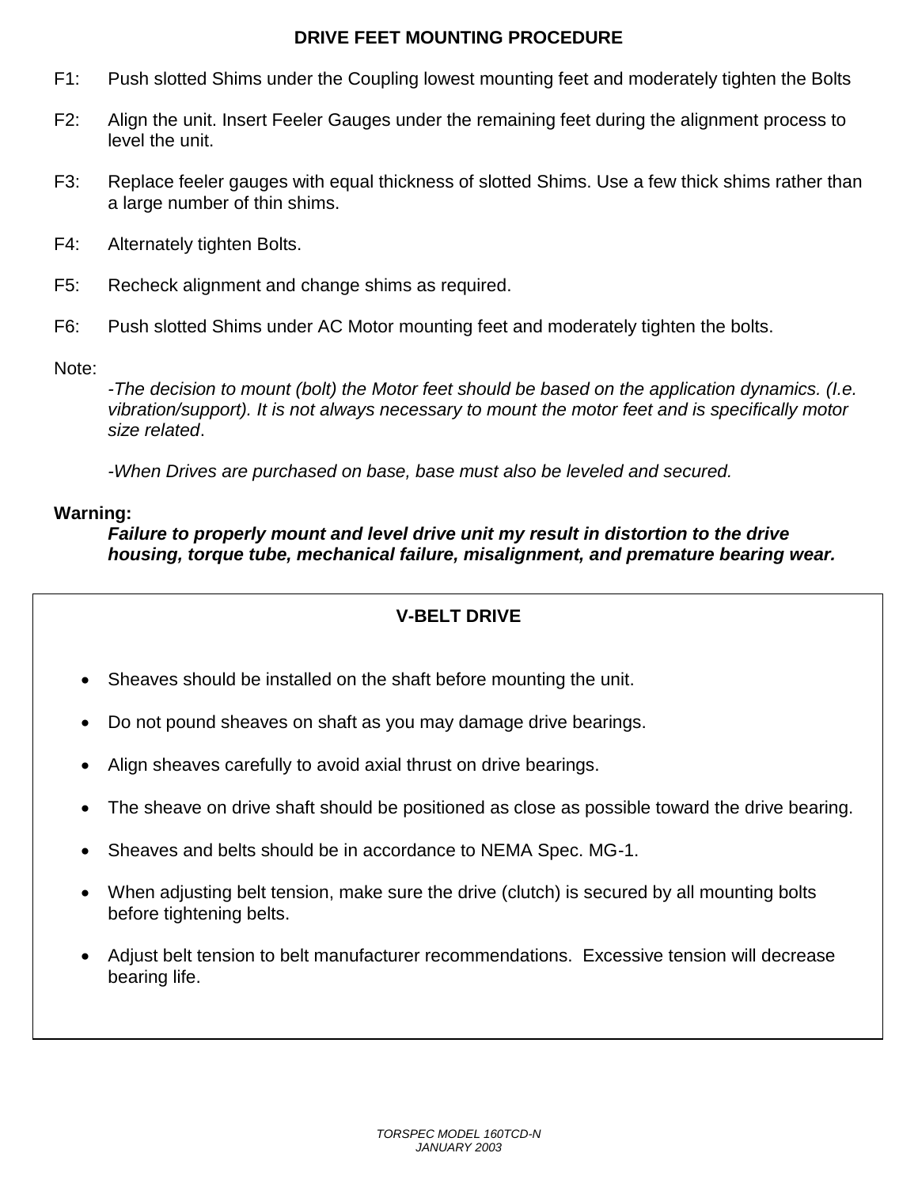## DRIVE FEET MOUNTING PROCEDURE

F1: Push slotted Shims under the Coupling lowest mounting feet and moderately tighten the Bolts

F2: Align the unit. Insert Feeler Gauges under the remaining feet during the alignment process to level the unit.

F3: Replace feeler gauges with equal thickness of slotted Shims. Use a few thick shims rather than a large number of thin shims.

F4: Alternately tighten Bolts.

F5: Recheck alignment and change shims as required.

F6: Push slotted Shims under AC Motor mounting feet and moderately tighten the bolts.

Note:

*-The decision to mount (bolt) the Motor feet should be based on the application dynamics. (I.e. vibration/support). It is not always necessary to mount the motor feet and is specifically motor size related*.

*-When Drives are purchased on base, base must also be leveled and secured.*

**Warning:**

***Failure to properly mount and level drive unit my result in distortion to the drive housing, torque tube, mechanical failure, misalignment, and premature bearing wear.***

## V-BELT DRIVE

- Sheaves should be installed on the shaft before mounting the unit.
- Do not pound sheaves on shaft as you may damage drive bearings.
- Align sheaves carefully to avoid axial thrust on drive bearings.
- The sheave on drive shaft should be positioned as close as possible toward the drive bearing.
- Sheaves and belts should be in accordance to NEMA Spec. MG-1.
- When adjusting belt tension, make sure the drive (clutch) is secured by all mounting bolts before tightening belts.
- Adjust belt tension to belt manufacturer recommendations. Excessive tension will decrease bearing life.